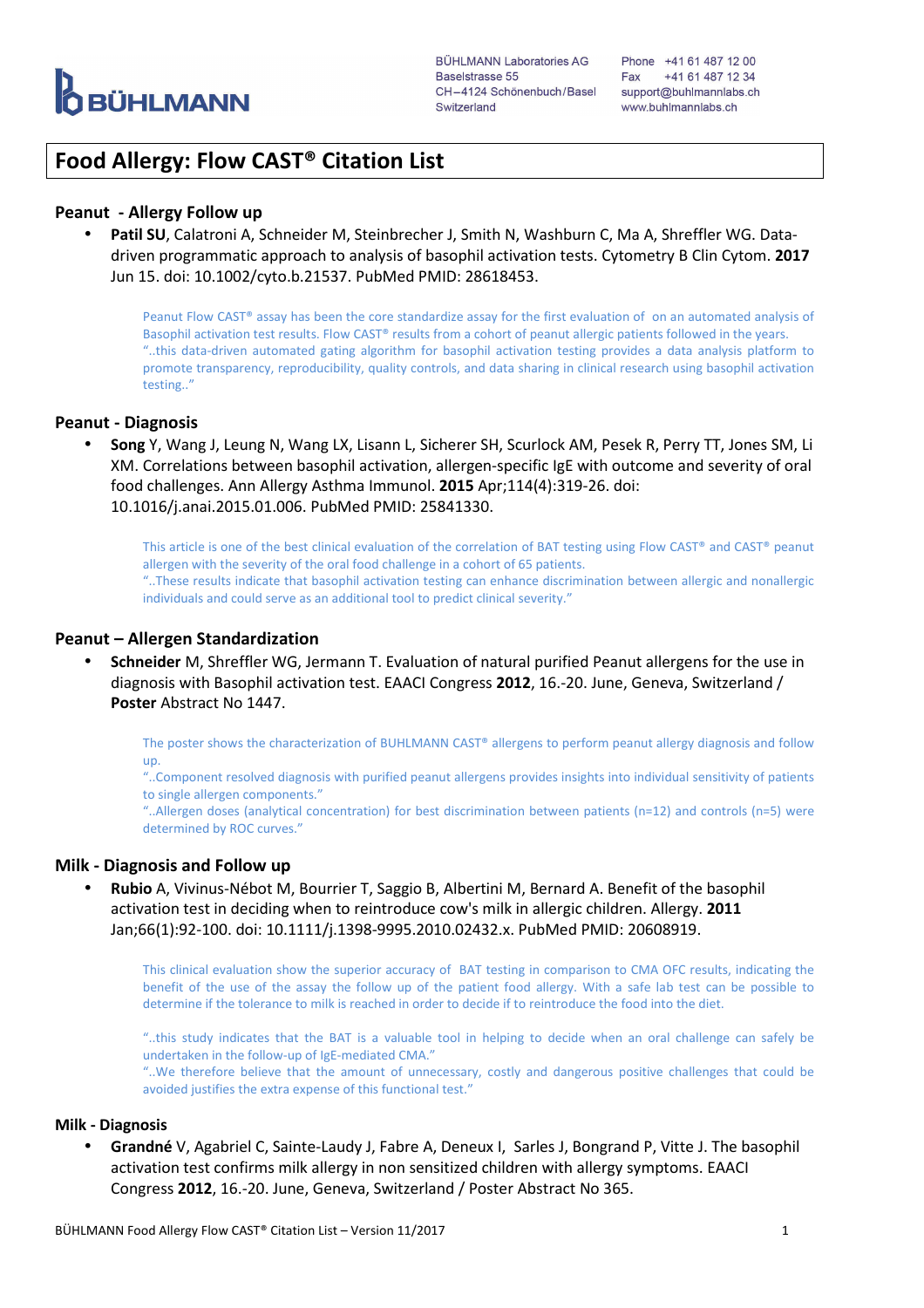BÜHLMANN

BÜHLMANN Laboratories AG
Baselstrasse 55
CH–4124 Schönenbuch/Basel
Switzerland

Phone +41 61 487 12 00
Fax +41 61 487 12 34
support@buhlmannlabs.ch
www.buhlmannlabs.ch

# Food Allergy: Flow CAST® Citation List

## Peanut - Allergy Follow up

- **Patil SU**, Calatroni A, Schneider M, Steinbrecher J, Smith N, Washburn C, Ma A, Shreffler WG. Data-driven programmatic approach to analysis of basophil activation tests. Cytometry B Clin Cytom. **2017** Jun 15. doi: 10.1002/cyto.b.21537. PubMed PMID: 28618453.

  Peanut Flow CAST® assay has been the core standardize assay for the first evaluation of on an automated analysis of Basophil activation test results. Flow CAST® results from a cohort of peanut allergic patients followed in the years.
  "..this data-driven automated gating algorithm for basophil activation testing provides a data analysis platform to promote transparency, reproducibility, quality controls, and data sharing in clinical research using basophil activation testing.."

## Peanut - Diagnosis

- **Song** Y, Wang J, Leung N, Wang LX, Lisann L, Sicherer SH, Scurlock AM, Pesek R, Perry TT, Jones SM, Li XM. Correlations between basophil activation, allergen-specific IgE with outcome and severity of oral food challenges. Ann Allergy Asthma Immunol. **2015** Apr;114(4):319-26. doi: 10.1016/j.anai.2015.01.006. PubMed PMID: 25841330.

  This article is one of the best clinical evaluation of the correlation of BAT testing using Flow CAST® and CAST® peanut allergen with the severity of the oral food challenge in a cohort of 65 patients.
  "..These results indicate that basophil activation testing can enhance discrimination between allergic and nonallergic individuals and could serve as an additional tool to predict clinical severity."

## Peanut – Allergen Standardization

- **Schneider** M, Shreffler WG, Jermann T. Evaluation of natural purified Peanut allergens for the use in diagnosis with Basophil activation test. EAACI Congress **2012**, 16.-20. June, Geneva, Switzerland / **Poster** Abstract No 1447.

  The poster shows the characterization of BUHLMANN CAST® allergens to perform peanut allergy diagnosis and follow up.
  "..Component resolved diagnosis with purified peanut allergens provides insights into individual sensitivity of patients to single allergen components."
  "..Allergen doses (analytical concentration) for best discrimination between patients (n=12) and controls (n=5) were determined by ROC curves."

## Milk - Diagnosis and Follow up

- **Rubio** A, Vivinus-Nébot M, Bourrier T, Saggio B, Albertini M, Bernard A. Benefit of the basophil activation test in deciding when to reintroduce cow's milk in allergic children. Allergy. **2011** Jan;66(1):92-100. doi: 10.1111/j.1398-9995.2010.02432.x. PubMed PMID: 20608919.

  This clinical evaluation show the superior accuracy of BAT testing in comparison to CMA OFC results, indicating the benefit of the use of the assay the follow up of the patient food allergy. With a safe lab test can be possible to determine if the tolerance to milk is reached in order to decide if to reintroduce the food into the diet.

  "..this study indicates that the BAT is a valuable tool in helping to decide when an oral challenge can safely be undertaken in the follow-up of IgE-mediated CMA."
  "..We therefore believe that the amount of unnecessary, costly and dangerous positive challenges that could be avoided justifies the extra expense of this functional test."

## Milk - Diagnosis

- **Grandné** V, Agabriel C, Sainte-Laudy J, Fabre A, Deneux I, Sarles J, Bongrand P, Vitte J. The basophil activation test confirms milk allergy in non sensitized children with allergy symptoms. EAACI Congress **2012**, 16.-20. June, Geneva, Switzerland / Poster Abstract No 365.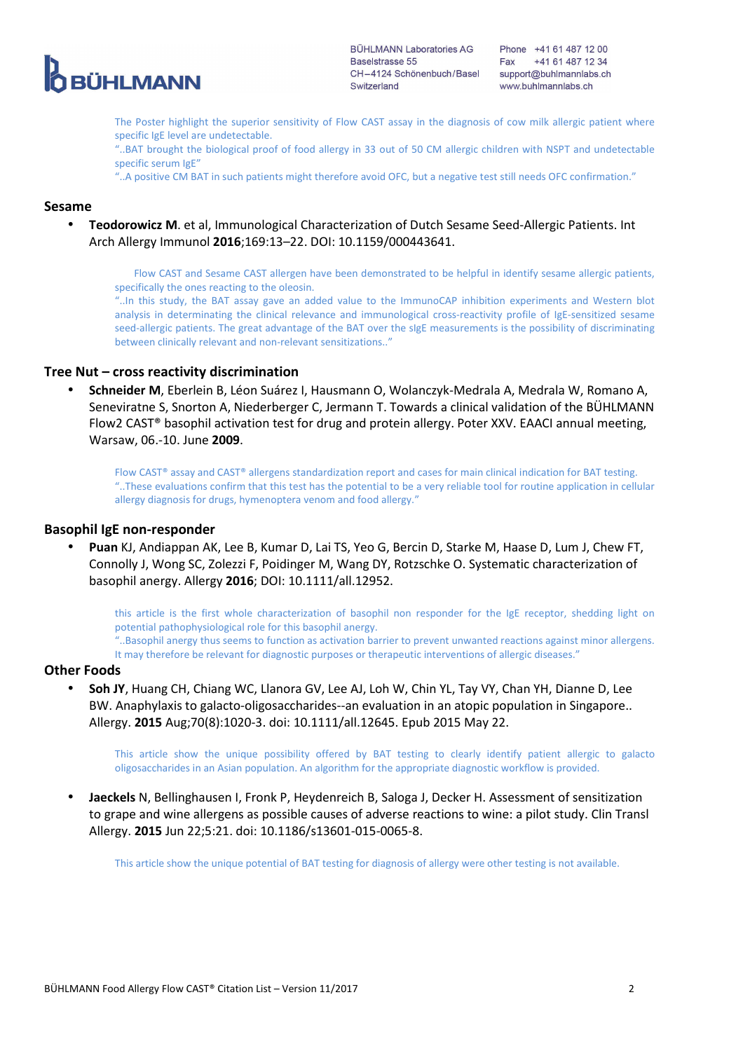The Poster highlight the superior sensitivity of Flow CAST assay in the diagnosis of cow milk allergic patient where specific IgE level are undetectable.
"..BAT brought the biological proof of food allergy in 33 out of 50 CM allergic children with NSPT and undetectable specific serum IgE"
"..A positive CM BAT in such patients might therefore avoid OFC, but a negative test still needs OFC confirmation."

## Sesame

- **Teodorowicz M**. et al, Immunological Characterization of Dutch Sesame Seed-Allergic Patients. Int Arch Allergy Immunol **2016**;169:13–22. DOI: 10.1159/000443641.

  Flow CAST and Sesame CAST allergen have been demonstrated to be helpful in identify sesame allergic patients, specifically the ones reacting to the oleosin.
  "..In this study, the BAT assay gave an added value to the ImmunoCAP inhibition experiments and Western blot analysis in determinating the clinical relevance and immunological cross-reactivity profile of IgE-sensitized sesame seed-allergic patients. The great advantage of the BAT over the sIgE measurements is the possibility of discriminating between clinically relevant and non-relevant sensitizations.."

## Tree Nut – cross reactivity discrimination

- **Schneider M**, Eberlein B, Léon Suárez I, Hausmann O, Wolanczyk-Medrala A, Medrala W, Romano A, Seneviratne S, Snorton A, Niederberger C, Jermann T. Towards a clinical validation of the BÜHLMANN Flow2 CAST® basophil activation test for drug and protein allergy. Poter XXV. EAACI annual meeting, Warsaw, 06.-10. June **2009**.

  Flow CAST® assay and CAST® allergens standardization report and cases for main clinical indication for BAT testing.
  "..These evaluations confirm that this test has the potential to be a very reliable tool for routine application in cellular allergy diagnosis for drugs, hymenoptera venom and food allergy."

## Basophil IgE non-responder

- **Puan** KJ, Andiappan AK, Lee B, Kumar D, Lai TS, Yeo G, Bercin D, Starke M, Haase D, Lum J, Chew FT, Connolly J, Wong SC, Zolezzi F, Poidinger M, Wang DY, Rotzschke O. Systematic characterization of basophil anergy. Allergy **2016**; DOI: 10.1111/all.12952.

  this article is the first whole characterization of basophil non responder for the IgE receptor, shedding light on potential pathophysiological role for this basophil anergy.
  "..Basophil anergy thus seems to function as activation barrier to prevent unwanted reactions against minor allergens. It may therefore be relevant for diagnostic purposes or therapeutic interventions of allergic diseases."

## Other Foods

- **Soh JY**, Huang CH, Chiang WC, Llanora GV, Lee AJ, Loh W, Chin YL, Tay VY, Chan YH, Dianne D, Lee BW. Anaphylaxis to galacto-oligosaccharides--an evaluation in an atopic population in Singapore.. Allergy. **2015** Aug;70(8):1020-3. doi: 10.1111/all.12645. Epub 2015 May 22.

  This article show the unique possibility offered by BAT testing to clearly identify patient allergic to galacto oligosaccharides in an Asian population. An algorithm for the appropriate diagnostic workflow is provided.

- **Jaeckels** N, Bellinghausen I, Fronk P, Heydenreich B, Saloga J, Decker H. Assessment of sensitization to grape and wine allergens as possible causes of adverse reactions to wine: a pilot study. Clin Transl Allergy. **2015** Jun 22;5:21. doi: 10.1186/s13601-015-0065-8.

  This article show the unique potential of BAT testing for diagnosis of allergy were other testing is not available.